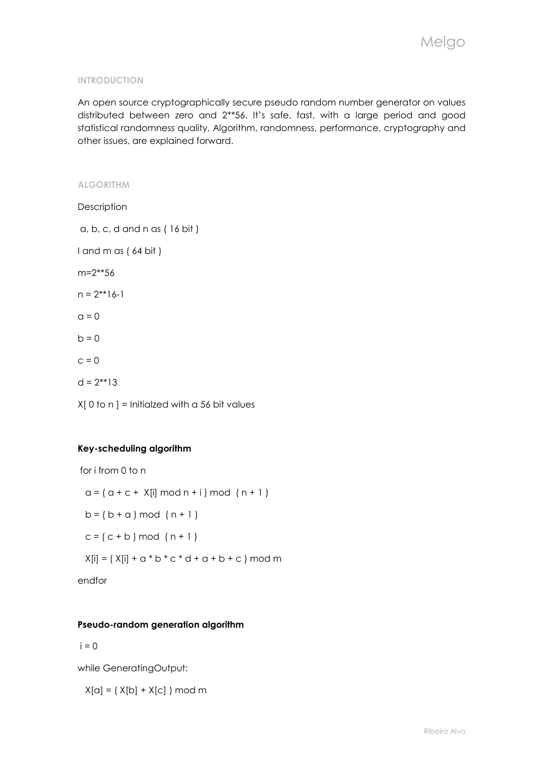# Melgo

### INTRODUCTION

An open source cryptographically secure pseudo random number generator on values distributed between zero and 2**56. It's safe, fast, with a large period and good statistical randomness quality. Algorithm, randomness, performance, cryptography and other issues, are explained forward.

### ALGORITHM

Description

a, b, c, d and n as ( 16 bit )

I and m as ( 64 bit )

m=2**56

n = 2**16-1

a = 0

b = 0

c = 0

d = 2**13

X[ 0 to n ] = Initialzed with a 56 bit values

**Key-scheduling algorithm**

```
for i from 0 to n

  a = ( a + c +  X[i] mod n + i ) mod  ( n + 1 )

  b = ( b + a ) mod  ( n + 1 )

  c = ( c + b ) mod  ( n + 1 )

  X[i] = ( X[i] + a * b * c * d + a + b + c ) mod m

endfor
```

**Pseudo-random generation algorithm**

```
i = 0

while GeneratingOutput:

  X[a] = ( X[b] + X[c] ) mod m
```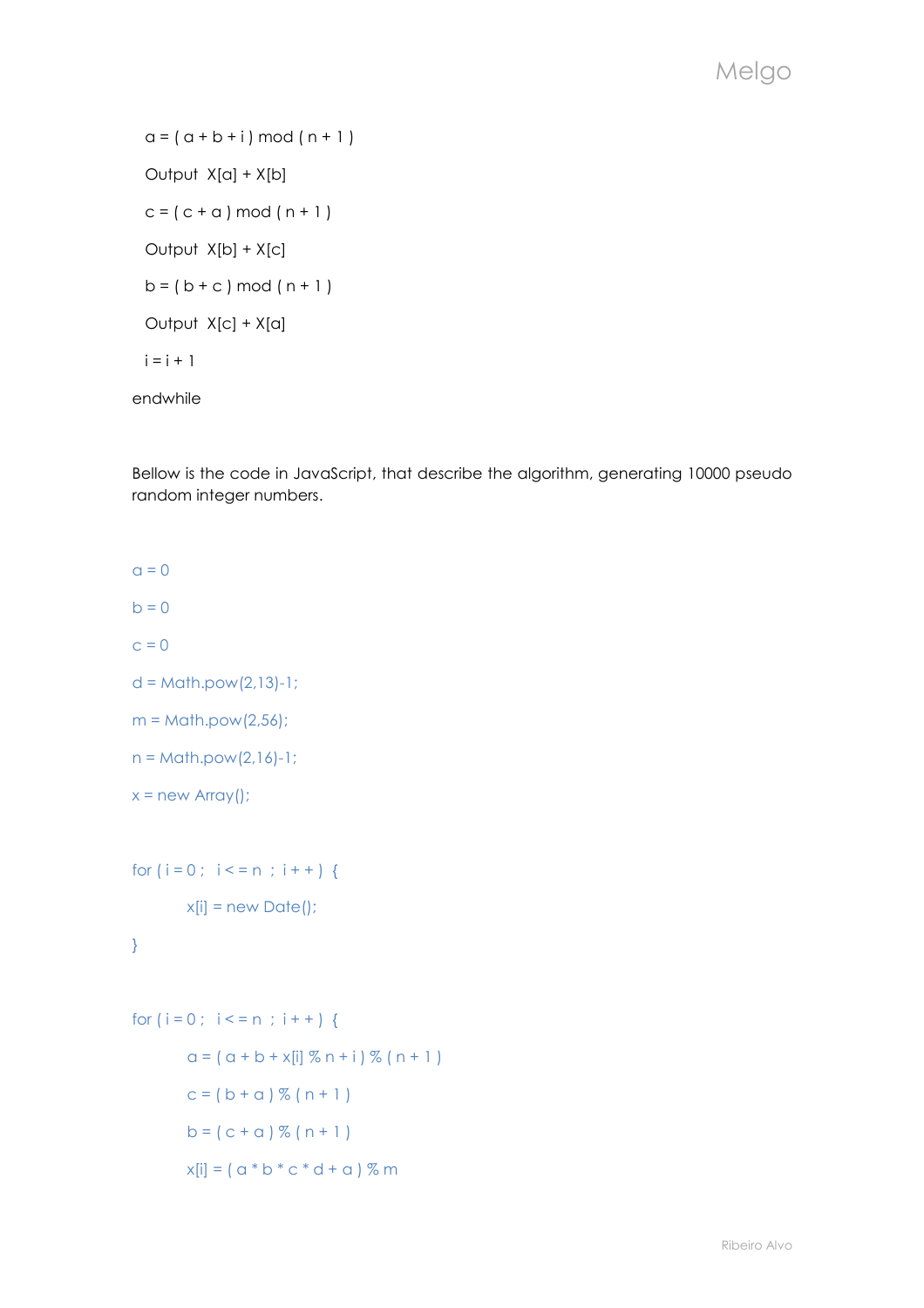```
  a = ( a + b + i ) mod ( n + 1 )
  Output  X[a] + X[b]
  c = ( c + a ) mod ( n + 1 )
  Output  X[b] + X[c]
  b = ( b + c ) mod ( n + 1 )
  Output  X[c] + X[a]
  i = i + 1
endwhile
```

Bellow is the code in JavaScript, that describe the algorithm, generating 10000 pseudo random integer numbers.

```
a = 0
b = 0
c = 0
d = Math.pow(2,13)-1;
m = Math.pow(2,56);
n = Math.pow(2,16)-1;
x = new Array();

for ( i = 0 ;  i < = n  ;  i + + )  {
        x[i] = new Date();
}

for ( i = 0 ;  i < = n  ;  i + + )  {
        a = ( a + b + x[i] % n + i ) % ( n + 1 )
        c = ( b + a ) % ( n + 1 )
        b = ( c + a ) % ( n + 1 )
        x[i] = ( a * b * c * d + a ) % m
```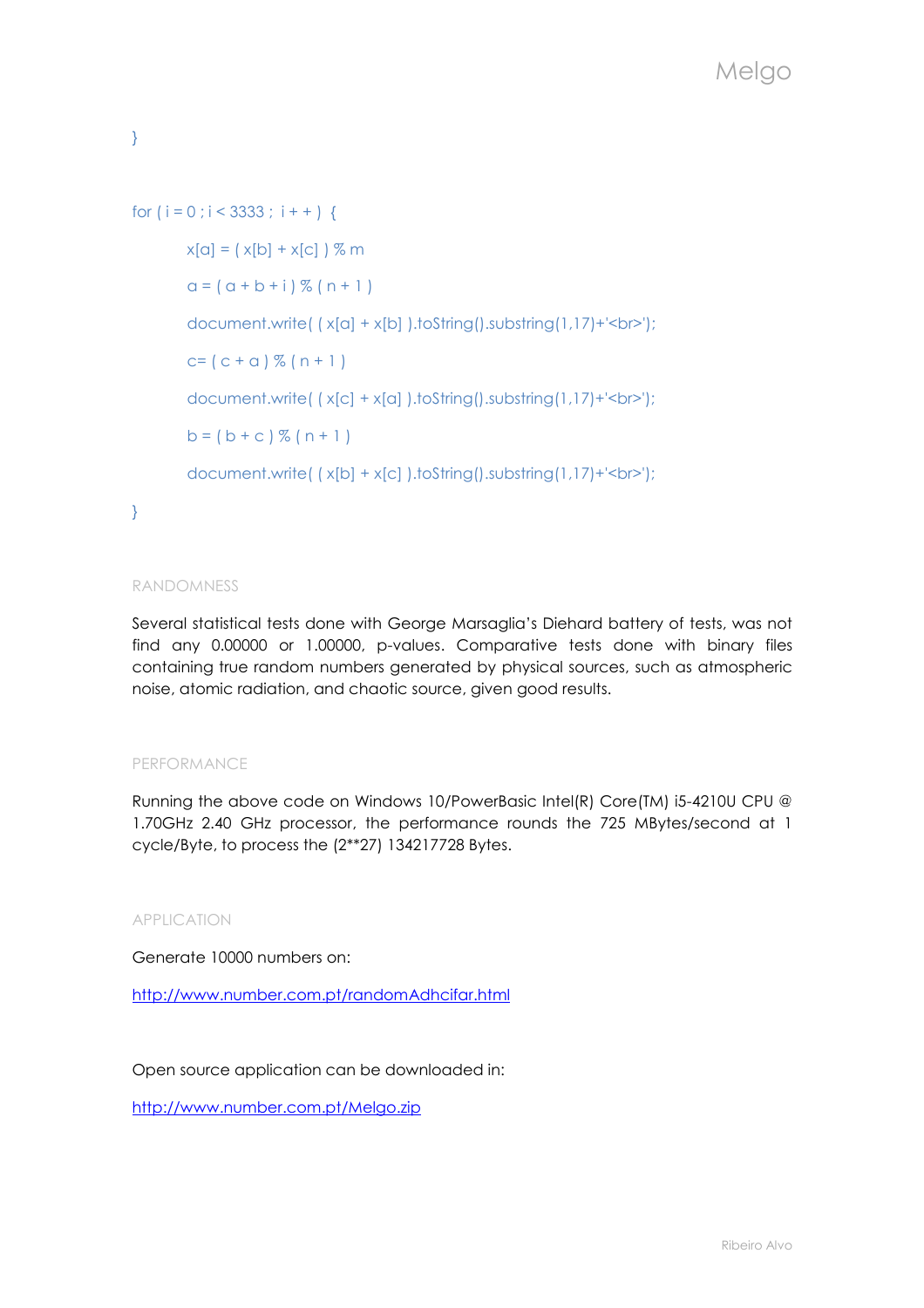```
}

for ( i = 0 ; i < 3333 ;  i + + )  {

        x[a] = ( x[b] + x[c] ) % m

        a = ( a + b + i ) % ( n + 1 )

        document.write( ( x[a] + x[b] ).toString().substring(1,17)+'<br>');

        c= ( c + a ) % ( n + 1 )

        document.write( ( x[c] + x[a] ).toString().substring(1,17)+'<br>');

        b = ( b + c ) % ( n + 1 )

        document.write( ( x[b] + x[c] ).toString().substring(1,17)+'<br>');

}
```

## RANDOMNESS

Several statistical tests done with George Marsaglia's Diehard battery of tests, was not find any 0.00000 or 1.00000, p-values. Comparative tests done with binary files containing true random numbers generated by physical sources, such as atmospheric noise, atomic radiation, and chaotic source, given good results.

## PERFORMANCE

Running the above code on Windows 10/PowerBasic Intel(R) Core(TM) i5-4210U CPU @ 1.70GHz 2.40 GHz processor, the performance rounds the 725 MBytes/second at 1 cycle/Byte, to process the (2**27) 134217728 Bytes.

## APPLICATION

Generate 10000 numbers on:

http://www.number.com.pt/randomAdhcifar.html

Open source application can be downloaded in:

http://www.number.com.pt/Melgo.zip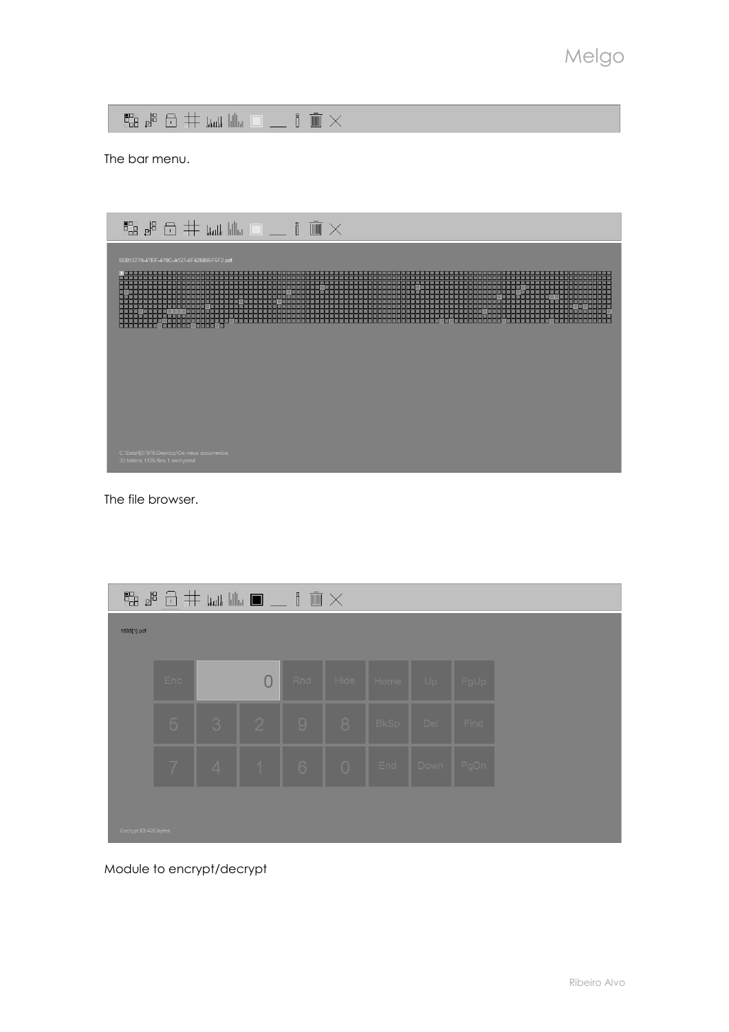The bar menu.

The file browser.

Module to encrypt/decrypt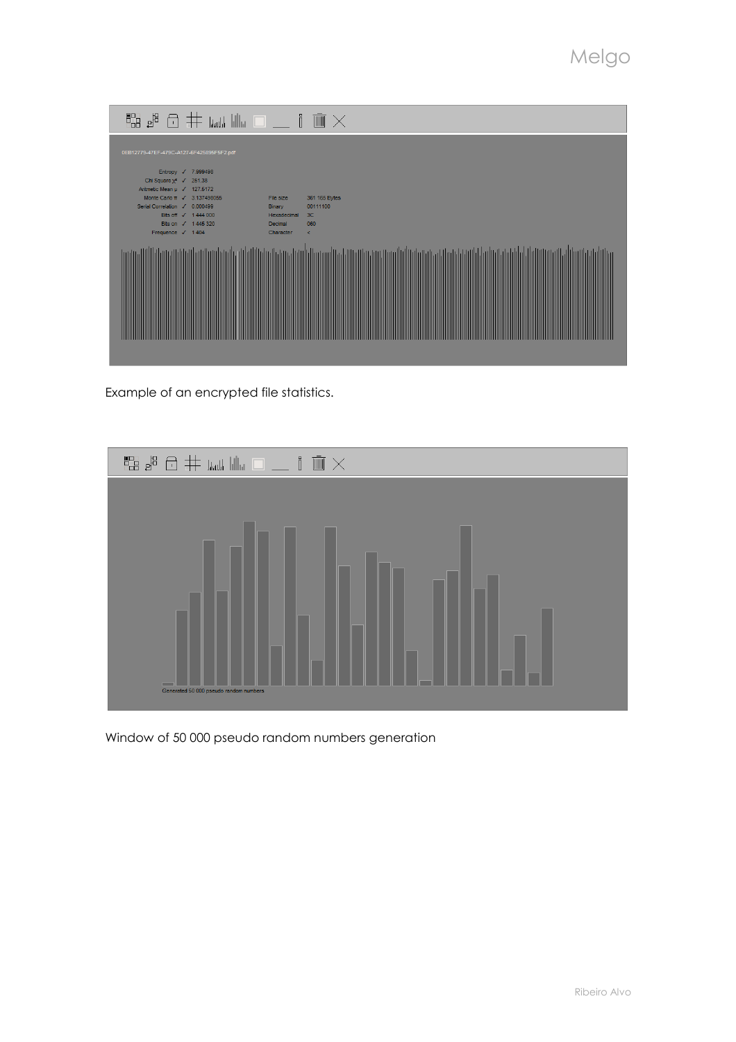Example of an encrypted file statistics.

Window of 50 000 pseudo random numbers generation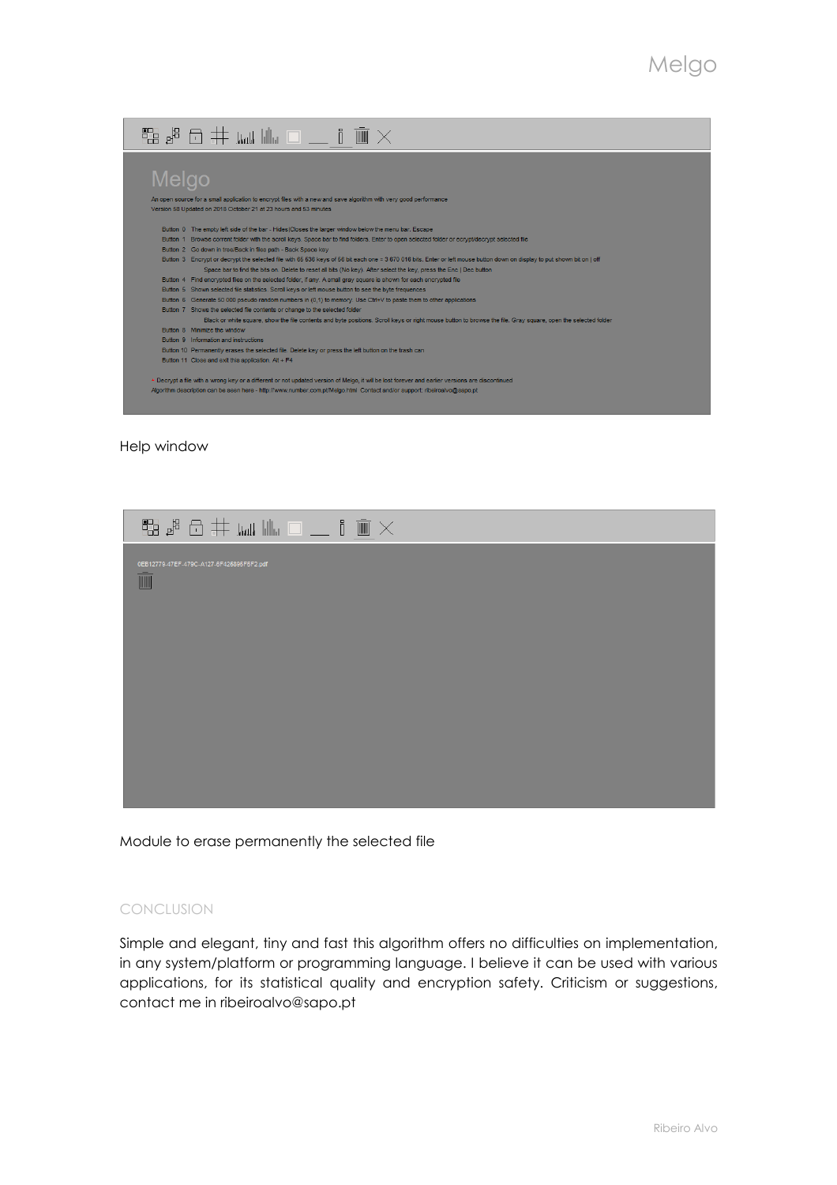Help window

Module to erase permanently the selected file

## CONCLUSION

Simple and elegant, tiny and fast this algorithm offers no difficulties on implementation, in any system/platform or programming language. I believe it can be used with various applications, for its statistical quality and encryption safety. Criticism or suggestions, contact me in ribeiroalvo@sapo.pt